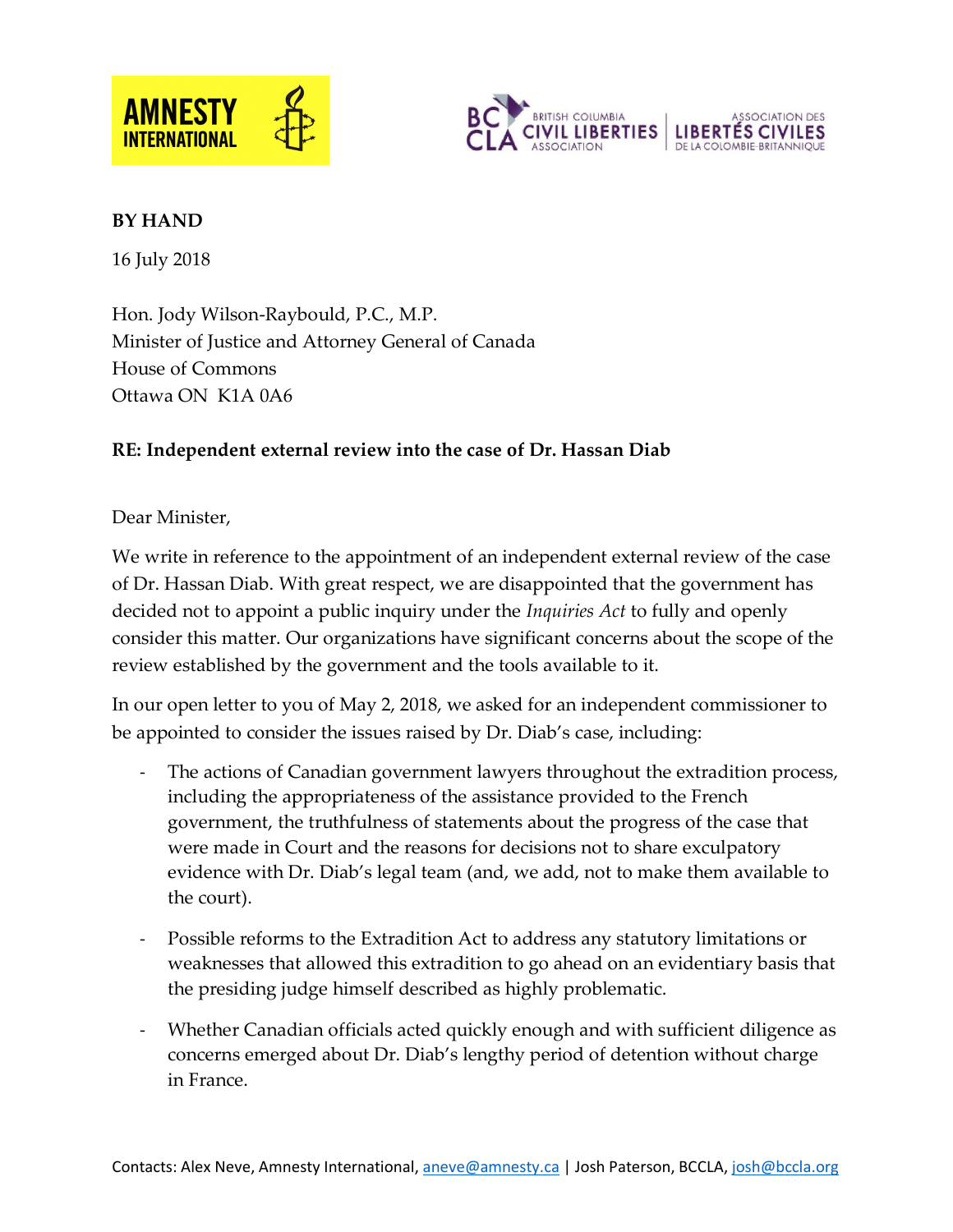**BY HAND**

16 July 2018

Hon. Jody Wilson-Raybould, P.C., M.P.
Minister of Justice and Attorney General of Canada
House of Commons
Ottawa ON K1A 0A6

**RE: Independent external review into the case of Dr. Hassan Diab**

Dear Minister,

We write in reference to the appointment of an independent external review of the case of Dr. Hassan Diab. With great respect, we are disappointed that the government has decided not to appoint a public inquiry under the *Inquiries Act* to fully and openly consider this matter. Our organizations have significant concerns about the scope of the review established by the government and the tools available to it.

In our open letter to you of May 2, 2018, we asked for an independent commissioner to be appointed to consider the issues raised by Dr. Diab's case, including:

- The actions of Canadian government lawyers throughout the extradition process, including the appropriateness of the assistance provided to the French government, the truthfulness of statements about the progress of the case that were made in Court and the reasons for decisions not to share exculpatory evidence with Dr. Diab's legal team (and, we add, not to make them available to the court).
- Possible reforms to the Extradition Act to address any statutory limitations or weaknesses that allowed this extradition to go ahead on an evidentiary basis that the presiding judge himself described as highly problematic.
- Whether Canadian officials acted quickly enough and with sufficient diligence as concerns emerged about Dr. Diab's lengthy period of detention without charge in France.

Contacts: Alex Neve, Amnesty International, aneve@amnesty.ca | Josh Paterson, BCCLA, josh@bccla.org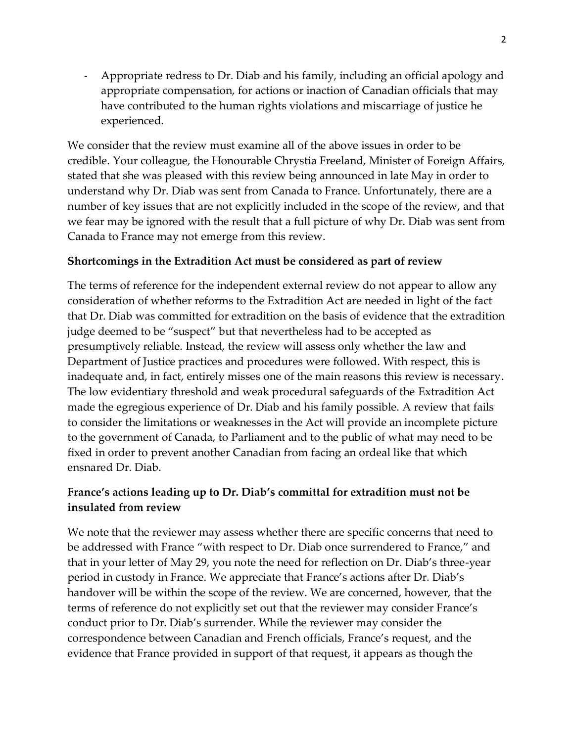- Appropriate redress to Dr. Diab and his family, including an official apology and appropriate compensation, for actions or inaction of Canadian officials that may have contributed to the human rights violations and miscarriage of justice he experienced.

We consider that the review must examine all of the above issues in order to be credible. Your colleague, the Honourable Chrystia Freeland, Minister of Foreign Affairs, stated that she was pleased with this review being announced in late May in order to understand why Dr. Diab was sent from Canada to France. Unfortunately, there are a number of key issues that are not explicitly included in the scope of the review, and that we fear may be ignored with the result that a full picture of why Dr. Diab was sent from Canada to France may not emerge from this review.

**Shortcomings in the Extradition Act must be considered as part of review**

The terms of reference for the independent external review do not appear to allow any consideration of whether reforms to the Extradition Act are needed in light of the fact that Dr. Diab was committed for extradition on the basis of evidence that the extradition judge deemed to be "suspect" but that nevertheless had to be accepted as presumptively reliable. Instead, the review will assess only whether the law and Department of Justice practices and procedures were followed. With respect, this is inadequate and, in fact, entirely misses one of the main reasons this review is necessary. The low evidentiary threshold and weak procedural safeguards of the Extradition Act made the egregious experience of Dr. Diab and his family possible. A review that fails to consider the limitations or weaknesses in the Act will provide an incomplete picture to the government of Canada, to Parliament and to the public of what may need to be fixed in order to prevent another Canadian from facing an ordeal like that which ensnared Dr. Diab.

**France's actions leading up to Dr. Diab's committal for extradition must not be insulated from review**

We note that the reviewer may assess whether there are specific concerns that need to be addressed with France "with respect to Dr. Diab once surrendered to France," and that in your letter of May 29, you note the need for reflection on Dr. Diab's three-year period in custody in France. We appreciate that France's actions after Dr. Diab's handover will be within the scope of the review. We are concerned, however, that the terms of reference do not explicitly set out that the reviewer may consider France's conduct prior to Dr. Diab's surrender. While the reviewer may consider the correspondence between Canadian and French officials, France's request, and the evidence that France provided in support of that request, it appears as though the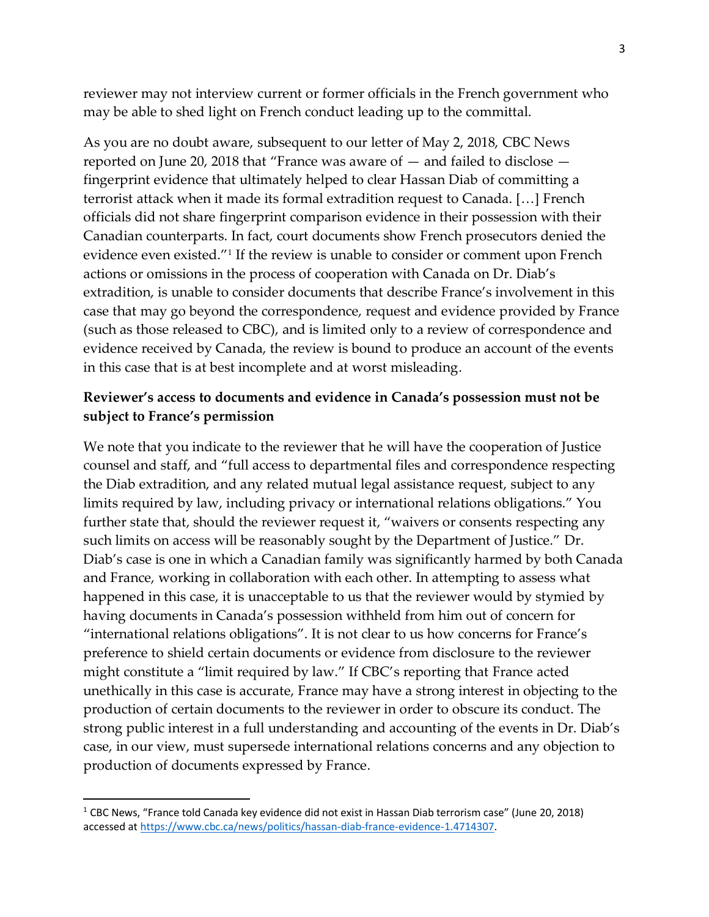reviewer may not interview current or former officials in the French government who may be able to shed light on French conduct leading up to the committal.

As you are no doubt aware, subsequent to our letter of May 2, 2018, CBC News reported on June 20, 2018 that "France was aware of — and failed to disclose — fingerprint evidence that ultimately helped to clear Hassan Diab of committing a terrorist attack when it made its formal extradition request to Canada. […] French officials did not share fingerprint comparison evidence in their possession with their Canadian counterparts. In fact, court documents show French prosecutors denied the evidence even existed."[1] If the review is unable to consider or comment upon French actions or omissions in the process of cooperation with Canada on Dr. Diab's extradition, is unable to consider documents that describe France's involvement in this case that may go beyond the correspondence, request and evidence provided by France (such as those released to CBC), and is limited only to a review of correspondence and evidence received by Canada, the review is bound to produce an account of the events in this case that is at best incomplete and at worst misleading.

**Reviewer's access to documents and evidence in Canada's possession must not be subject to France's permission**

We note that you indicate to the reviewer that he will have the cooperation of Justice counsel and staff, and "full access to departmental files and correspondence respecting the Diab extradition, and any related mutual legal assistance request, subject to any limits required by law, including privacy or international relations obligations." You further state that, should the reviewer request it, "waivers or consents respecting any such limits on access will be reasonably sought by the Department of Justice." Dr. Diab's case is one in which a Canadian family was significantly harmed by both Canada and France, working in collaboration with each other. In attempting to assess what happened in this case, it is unacceptable to us that the reviewer would by stymied by having documents in Canada's possession withheld from him out of concern for "international relations obligations". It is not clear to us how concerns for France's preference to shield certain documents or evidence from disclosure to the reviewer might constitute a "limit required by law." If CBC's reporting that France acted unethically in this case is accurate, France may have a strong interest in objecting to the production of certain documents to the reviewer in order to obscure its conduct. The strong public interest in a full understanding and accounting of the events in Dr. Diab's case, in our view, must supersede international relations concerns and any objection to production of documents expressed by France.

---

[1] CBC News, "France told Canada key evidence did not exist in Hassan Diab terrorism case" (June 20, 2018) accessed at https://www.cbc.ca/news/politics/hassan-diab-france-evidence-1.4714307.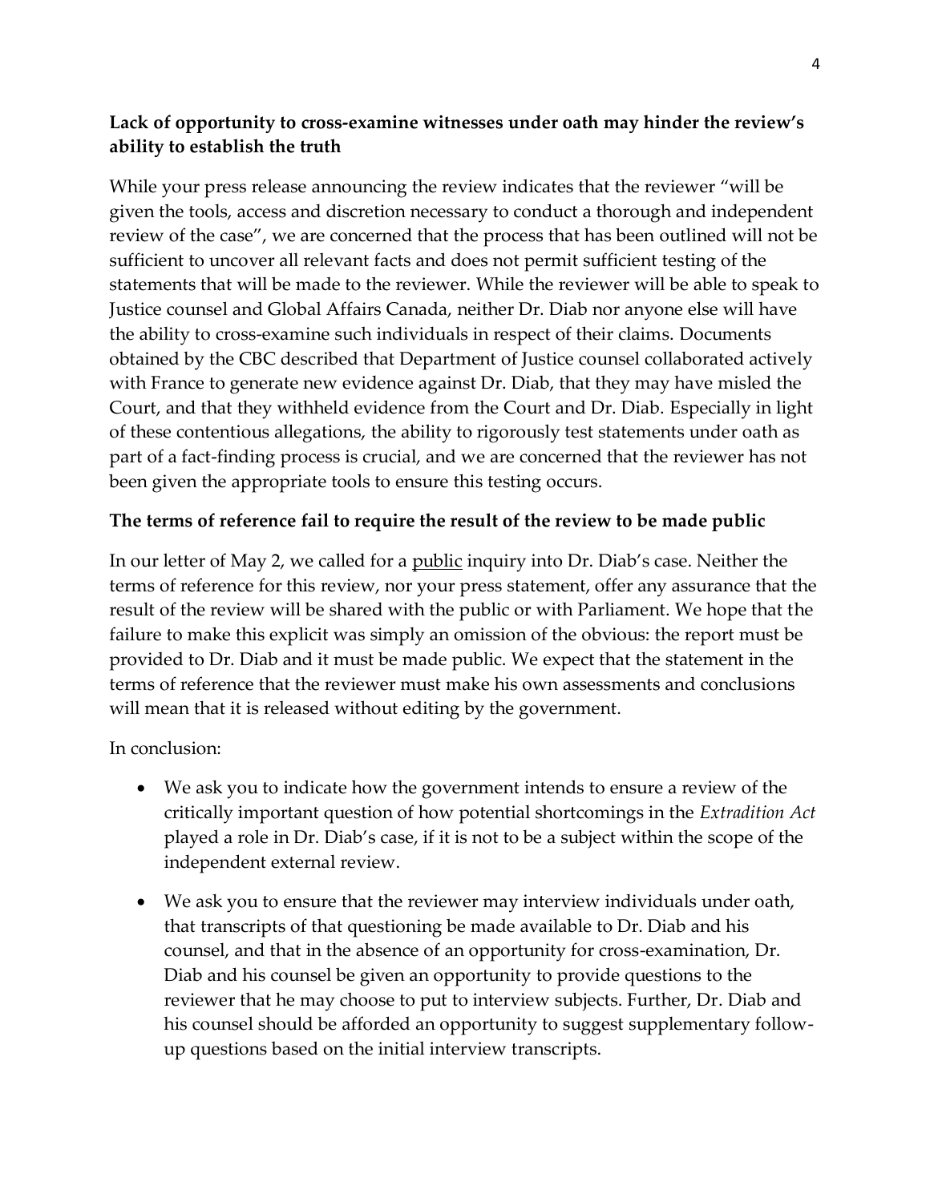**Lack of opportunity to cross-examine witnesses under oath may hinder the review's ability to establish the truth**

While your press release announcing the review indicates that the reviewer "will be given the tools, access and discretion necessary to conduct a thorough and independent review of the case", we are concerned that the process that has been outlined will not be sufficient to uncover all relevant facts and does not permit sufficient testing of the statements that will be made to the reviewer. While the reviewer will be able to speak to Justice counsel and Global Affairs Canada, neither Dr. Diab nor anyone else will have the ability to cross-examine such individuals in respect of their claims. Documents obtained by the CBC described that Department of Justice counsel collaborated actively with France to generate new evidence against Dr. Diab, that they may have misled the Court, and that they withheld evidence from the Court and Dr. Diab. Especially in light of these contentious allegations, the ability to rigorously test statements under oath as part of a fact-finding process is crucial, and we are concerned that the reviewer has not been given the appropriate tools to ensure this testing occurs.

**The terms of reference fail to require the result of the review to be made public**

In our letter of May 2, we called for a public inquiry into Dr. Diab's case. Neither the terms of reference for this review, nor your press statement, offer any assurance that the result of the review will be shared with the public or with Parliament. We hope that the failure to make this explicit was simply an omission of the obvious: the report must be provided to Dr. Diab and it must be made public. We expect that the statement in the terms of reference that the reviewer must make his own assessments and conclusions will mean that it is released without editing by the government.

In conclusion:

- We ask you to indicate how the government intends to ensure a review of the critically important question of how potential shortcomings in the *Extradition Act* played a role in Dr. Diab's case, if it is not to be a subject within the scope of the independent external review.
- We ask you to ensure that the reviewer may interview individuals under oath, that transcripts of that questioning be made available to Dr. Diab and his counsel, and that in the absence of an opportunity for cross-examination, Dr. Diab and his counsel be given an opportunity to provide questions to the reviewer that he may choose to put to interview subjects. Further, Dr. Diab and his counsel should be afforded an opportunity to suggest supplementary follow-up questions based on the initial interview transcripts.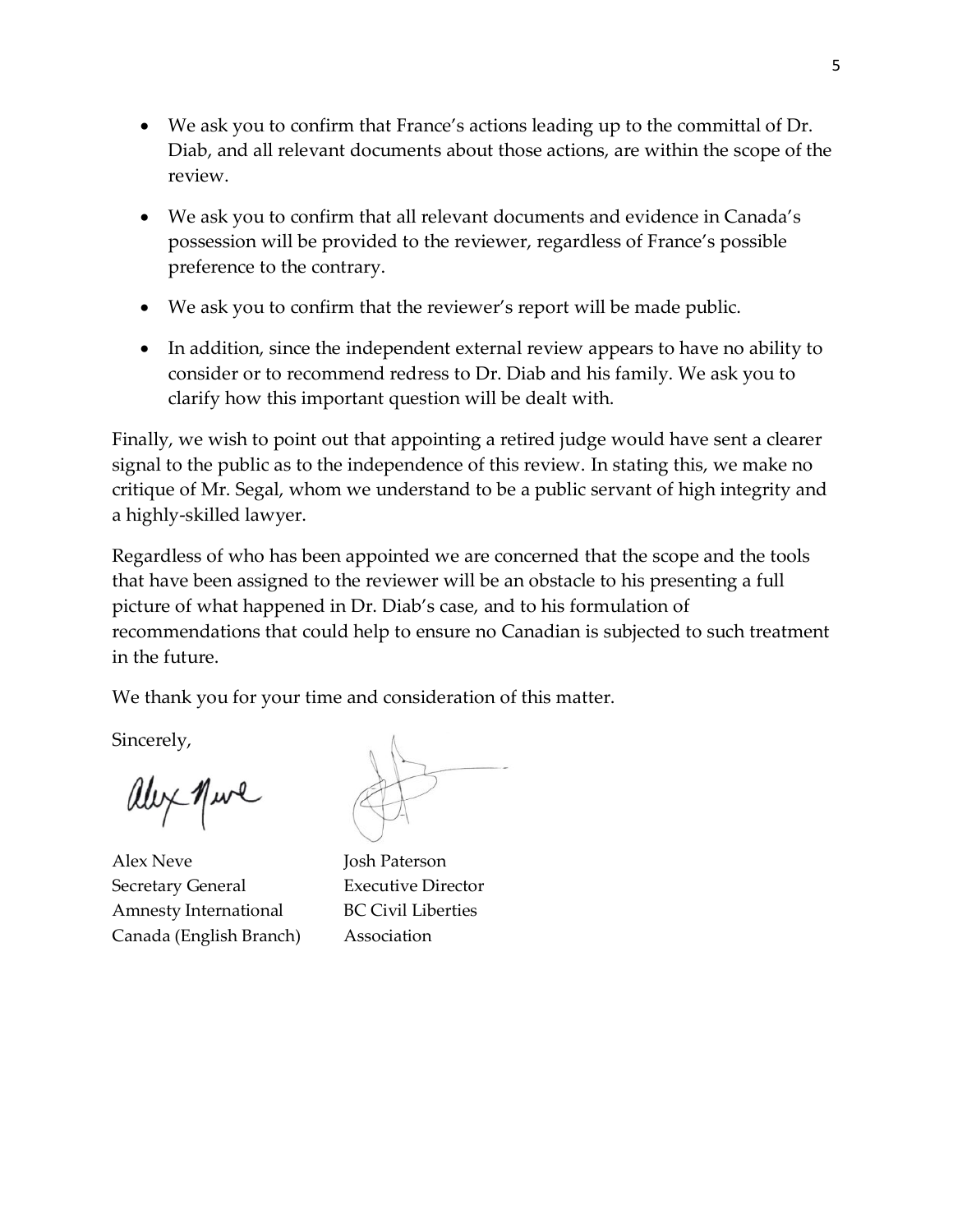- We ask you to confirm that France's actions leading up to the committal of Dr. Diab, and all relevant documents about those actions, are within the scope of the review.

- We ask you to confirm that all relevant documents and evidence in Canada's possession will be provided to the reviewer, regardless of France's possible preference to the contrary.

- We ask you to confirm that the reviewer's report will be made public.

- In addition, since the independent external review appears to have no ability to consider or to recommend redress to Dr. Diab and his family. We ask you to clarify how this important question will be dealt with.

Finally, we wish to point out that appointing a retired judge would have sent a clearer signal to the public as to the independence of this review. In stating this, we make no critique of Mr. Segal, whom we understand to be a public servant of high integrity and a highly-skilled lawyer.

Regardless of who has been appointed we are concerned that the scope and the tools that have been assigned to the reviewer will be an obstacle to his presenting a full picture of what happened in Dr. Diab's case, and to his formulation of recommendations that could help to ensure no Canadian is subjected to such treatment in the future.

We thank you for your time and consideration of this matter.

Sincerely,

Alex Neve
Secretary General
Amnesty International
Canada (English Branch)

Josh Paterson
Executive Director
BC Civil Liberties
Association